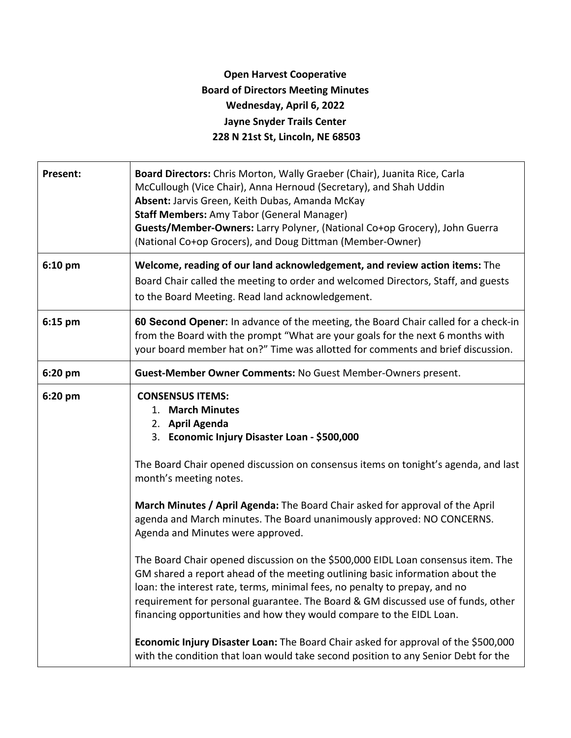**Open Harvest Cooperative**
**Board of Directors Meeting Minutes**
**Wednesday, April 6, 2022**
**Jayne Snyder Trails Center**
**228 N 21st St, Lincoln, NE 68503**

| | |
|---|---|
| **Present:** | **Board Directors:** Chris Morton, Wally Graeber (Chair), Juanita Rice, Carla McCullough (Vice Chair), Anna Hernoud (Secretary), and Shah Uddin<br>**Absent:** Jarvis Green, Keith Dubas, Amanda McKay<br>**Staff Members:** Amy Tabor (General Manager)<br>**Guests/Member-Owners:** Larry Polyner, (National Co+op Grocery), John Guerra (National Co+op Grocers), and Doug Dittman (Member-Owner) |
| 6:10 pm | **Welcome, reading of our land acknowledgement, and review action items:** The Board Chair called the meeting to order and welcomed Directors, Staff, and guests to the Board Meeting. Read land acknowledgement. |
| 6:15 pm | **60 Second Opener:** In advance of the meeting, the Board Chair called for a check-in from the Board with the prompt "What are your goals for the next 6 months with your board member hat on?" Time was allotted for comments and brief discussion. |
| 6:20 pm | **Guest-Member Owner Comments:** No Guest Member-Owners present. |
| 6:20 pm | **CONSENSUS ITEMS:**<br>1. **March Minutes**<br>2. **April Agenda**<br>3. **Economic Injury Disaster Loan - $500,000**<br><br>The Board Chair opened discussion on consensus items on tonight's agenda, and last month's meeting notes.<br><br>**March Minutes / April Agenda:** The Board Chair asked for approval of the April agenda and March minutes. The Board unanimously approved: NO CONCERNS. Agenda and Minutes were approved.<br><br>The Board Chair opened discussion on the $500,000 EIDL Loan consensus item. The GM shared a report ahead of the meeting outlining basic information about the loan: the interest rate, terms, minimal fees, no penalty to prepay, and no requirement for personal guarantee. The Board & GM discussed use of funds, other financing opportunities and how they would compare to the EIDL Loan.<br><br>**Economic Injury Disaster Loan:** The Board Chair asked for approval of the $500,000 with the condition that loan would take second position to any Senior Debt for the |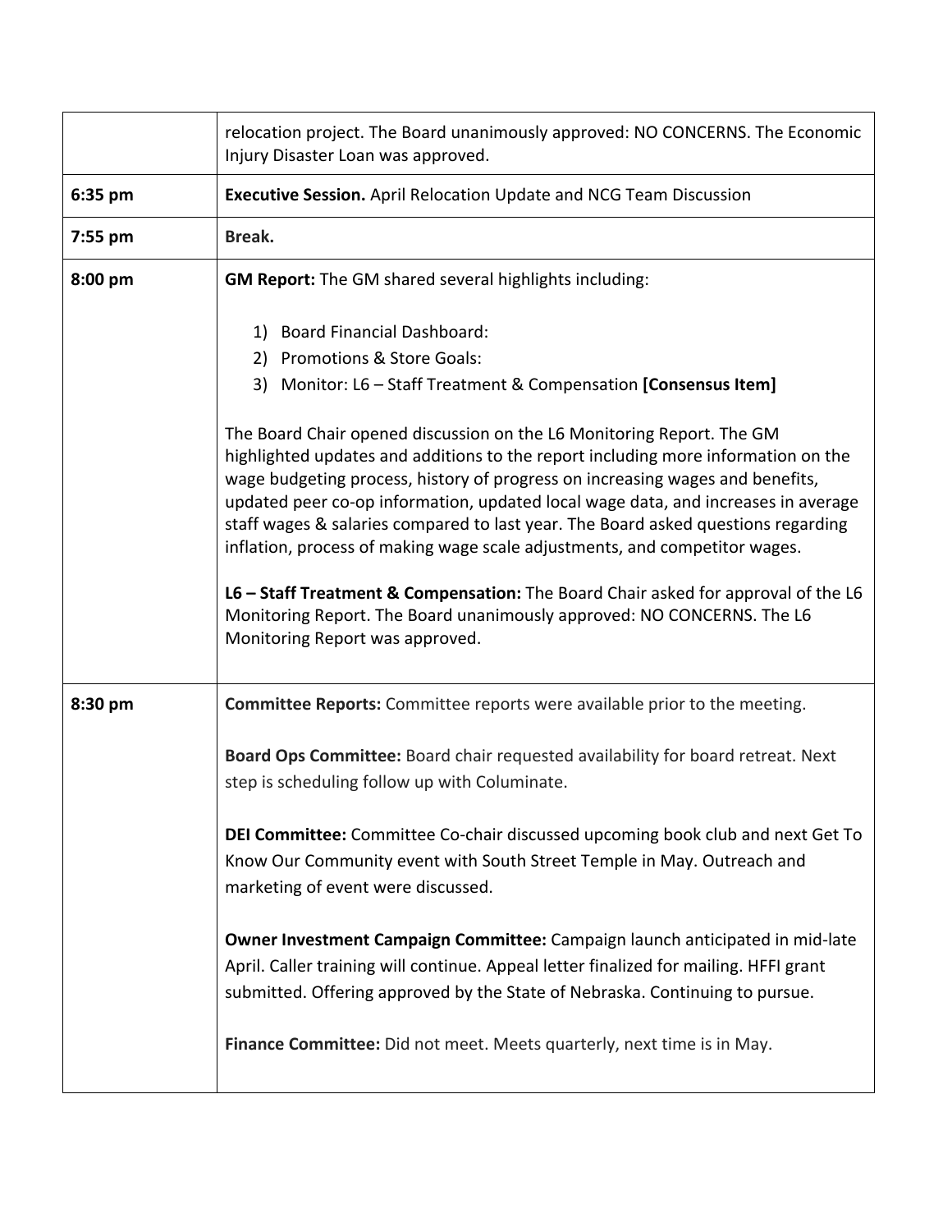| | |
|---|---|
| | relocation project. The Board unanimously approved: NO CONCERNS. The Economic Injury Disaster Loan was approved. |
| **6:35 pm** | **Executive Session.** April Relocation Update and NCG Team Discussion |
| **7:55 pm** | **Break.** |
| **8:00 pm** | **GM Report:** The GM shared several highlights including:<br><br>1) Board Financial Dashboard:<br>2) Promotions & Store Goals:<br>3) Monitor: L6 – Staff Treatment & Compensation **[Consensus Item]**<br><br>The Board Chair opened discussion on the L6 Monitoring Report. The GM highlighted updates and additions to the report including more information on the wage budgeting process, history of progress on increasing wages and benefits, updated peer co-op information, updated local wage data, and increases in average staff wages & salaries compared to last year. The Board asked questions regarding inflation, process of making wage scale adjustments, and competitor wages.<br><br>**L6 – Staff Treatment & Compensation:** The Board Chair asked for approval of the L6 Monitoring Report. The Board unanimously approved: NO CONCERNS. The L6 Monitoring Report was approved. |
| **8:30 pm** | **Committee Reports:** Committee reports were available prior to the meeting.<br><br>**Board Ops Committee:** Board chair requested availability for board retreat. Next step is scheduling follow up with Columinate.<br><br>**DEI Committee:** Committee Co-chair discussed upcoming book club and next Get To Know Our Community event with South Street Temple in May. Outreach and marketing of event were discussed.<br><br>**Owner Investment Campaign Committee:** Campaign launch anticipated in mid-late April. Caller training will continue. Appeal letter finalized for mailing. HFFI grant submitted. Offering approved by the State of Nebraska. Continuing to pursue.<br><br>**Finance Committee:** Did not meet. Meets quarterly, next time is in May. |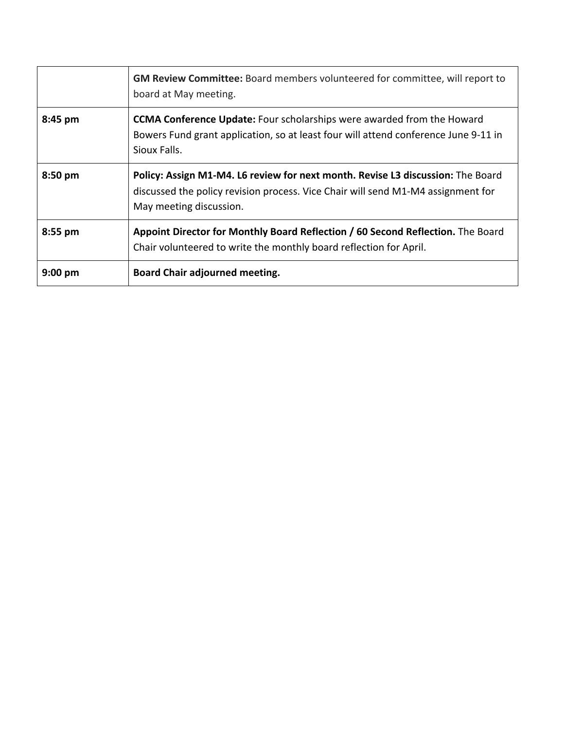| | |
|---|---|
| | **GM Review Committee:** Board members volunteered for committee, will report to board at May meeting. |
| **8:45 pm** | **CCMA Conference Update:** Four scholarships were awarded from the Howard Bowers Fund grant application, so at least four will attend conference June 9-11 in Sioux Falls. |
| **8:50 pm** | **Policy: Assign M1-M4. L6 review for next month. Revise L3 discussion:** The Board discussed the policy revision process. Vice Chair will send M1-M4 assignment for May meeting discussion. |
| **8:55 pm** | **Appoint Director for Monthly Board Reflection / 60 Second Reflection.** The Board Chair volunteered to write the monthly board reflection for April. |
| **9:00 pm** | **Board Chair adjourned meeting.** |